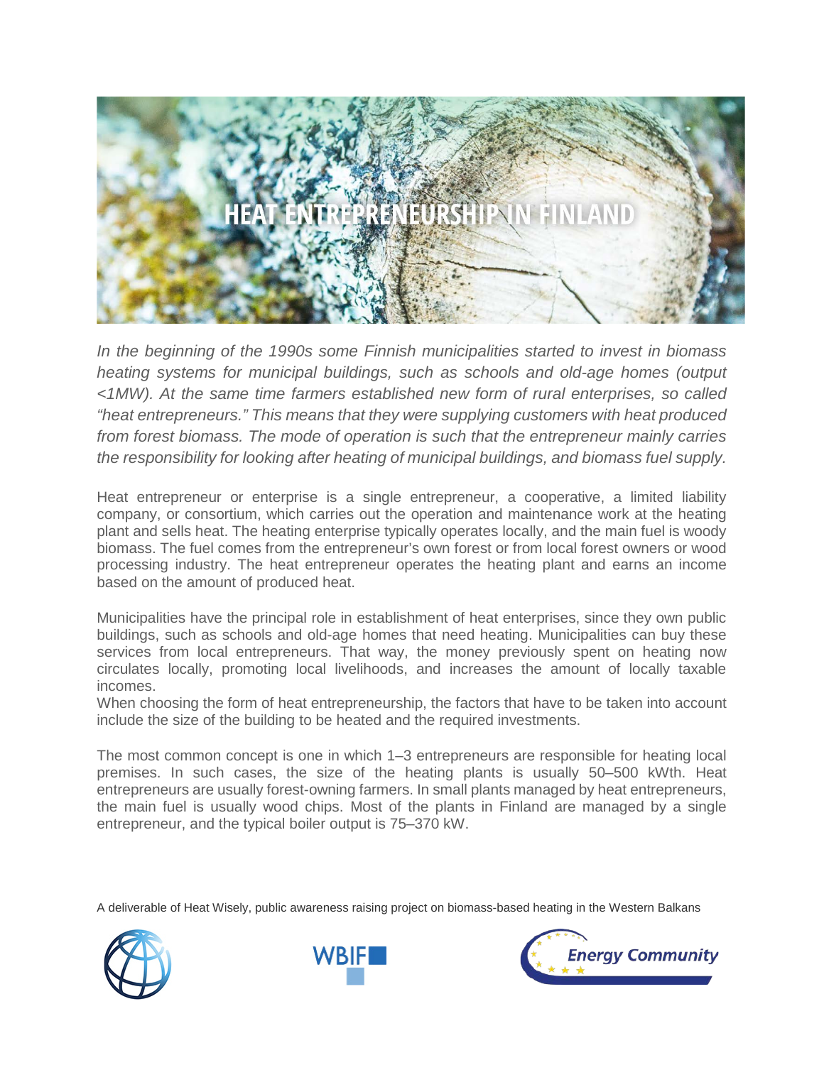# HEAT ENTREPRENEURSHIP IN FINLAND

*In the beginning of the 1990s some Finnish municipalities started to invest in biomass heating systems for municipal buildings, such as schools and old-age homes (output <1MW). At the same time farmers established new form of rural enterprises, so called “heat entrepreneurs.” This means that they were supplying customers with heat produced from forest biomass. The mode of operation is such that the entrepreneur mainly carries the responsibility for looking after heating of municipal buildings, and biomass fuel supply.*

Heat entrepreneur or enterprise is a single entrepreneur, a cooperative, a limited liability company, or consortium, which carries out the operation and maintenance work at the heating plant and sells heat. The heating enterprise typically operates locally, and the main fuel is woody biomass. The fuel comes from the entrepreneur’s own forest or from local forest owners or wood processing industry. The heat entrepreneur operates the heating plant and earns an income based on the amount of produced heat.

Municipalities have the principal role in establishment of heat enterprises, since they own public buildings, such as schools and old-age homes that need heating. Municipalities can buy these services from local entrepreneurs. That way, the money previously spent on heating now circulates locally, promoting local livelihoods, and increases the amount of locally taxable incomes.

When choosing the form of heat entrepreneurship, the factors that have to be taken into account include the size of the building to be heated and the required investments.

The most common concept is one in which 1–3 entrepreneurs are responsible for heating local premises. In such cases, the size of the heating plants is usually 50–500 kWth. Heat entrepreneurs are usually forest-owning farmers. In small plants managed by heat entrepreneurs, the main fuel is usually wood chips. Most of the plants in Finland are managed by a single entrepreneur, and the typical boiler output is 75–370 kW.

A deliverable of Heat Wisely, public awareness raising project on biomass-based heating in the Western Balkans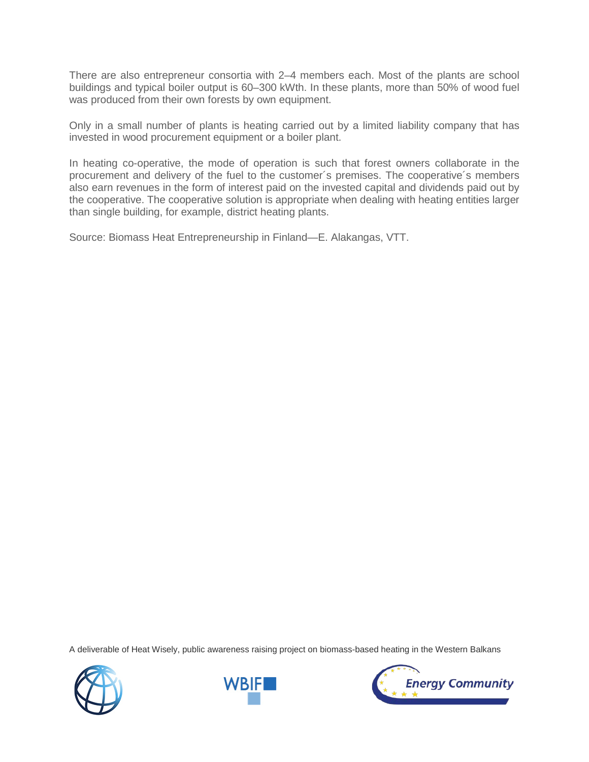There are also entrepreneur consortia with 2–4 members each. Most of the plants are school buildings and typical boiler output is 60–300 kWth. In these plants, more than 50% of wood fuel was produced from their own forests by own equipment.

Only in a small number of plants is heating carried out by a limited liability company that has invested in wood procurement equipment or a boiler plant.

In heating co-operative, the mode of operation is such that forest owners collaborate in the procurement and delivery of the fuel to the customer´s premises. The cooperative´s members also earn revenues in the form of interest paid on the invested capital and dividends paid out by the cooperative. The cooperative solution is appropriate when dealing with heating entities larger than single building, for example, district heating plants.

Source: Biomass Heat Entrepreneurship in Finland—E. Alakangas, VTT.

A deliverable of Heat Wisely, public awareness raising project on biomass-based heating in the Western Balkans